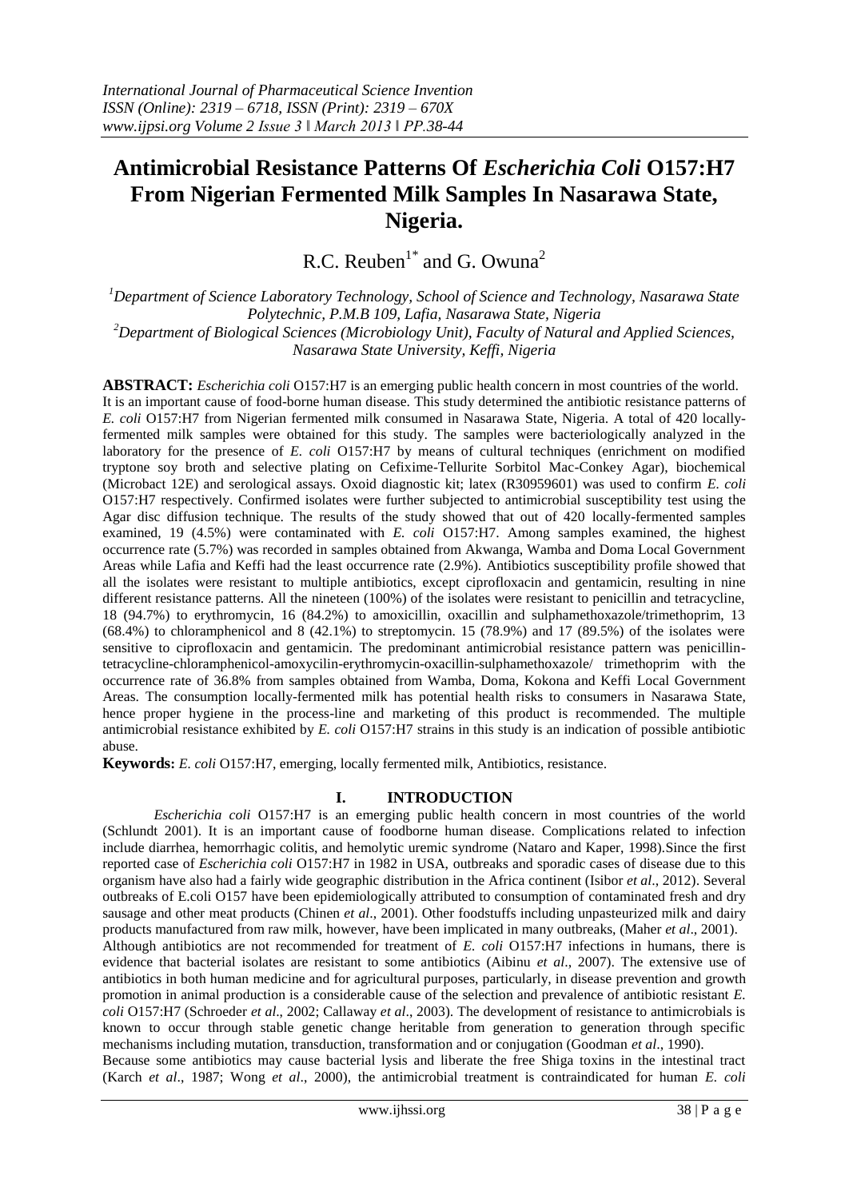# Antimicrobial Resistance Patterns Of *Escherichia Coli* O157:H7 From Nigerian Fermented Milk Samples In Nasarawa State, Nigeria.

R.C. Reuben[1*] and G. Owuna[2]

[1]*Department of Science Laboratory Technology, School of Science and Technology, Nasarawa State Polytechnic, P.M.B 109, Lafia, Nasarawa State, Nigeria*

[2]*Department of Biological Sciences (Microbiology Unit), Faculty of Natural and Applied Sciences, Nasarawa State University, Keffi, Nigeria*

**ABSTRACT:** *Escherichia coli* O157:H7 is an emerging public health concern in most countries of the world. It is an important cause of food-borne human disease. This study determined the antibiotic resistance patterns of *E. coli* O157:H7 from Nigerian fermented milk consumed in Nasarawa State, Nigeria. A total of 420 locally-fermented milk samples were obtained for this study. The samples were bacteriologically analyzed in the laboratory for the presence of *E. coli* O157:H7 by means of cultural techniques (enrichment on modified tryptone soy broth and selective plating on Cefixime-Tellurite Sorbitol Mac-Conkey Agar), biochemical (Microbact 12E) and serological assays. Oxoid diagnostic kit; latex (R30959601) was used to confirm *E. coli* O157:H7 respectively. Confirmed isolates were further subjected to antimicrobial susceptibility test using the Agar disc diffusion technique. The results of the study showed that out of 420 locally-fermented samples examined, 19 (4.5%) were contaminated with *E. coli* O157:H7. Among samples examined, the highest occurrence rate (5.7%) was recorded in samples obtained from Akwanga, Wamba and Doma Local Government Areas while Lafia and Keffi had the least occurrence rate (2.9%). Antibiotics susceptibility profile showed that all the isolates were resistant to multiple antibiotics, except ciprofloxacin and gentamicin, resulting in nine different resistance patterns. All the nineteen (100%) of the isolates were resistant to penicillin and tetracycline, 18 (94.7%) to erythromycin, 16 (84.2%) to amoxicillin, oxacillin and sulphamethoxazole/trimethoprim, 13 (68.4%) to chloramphenicol and 8 (42.1%) to streptomycin. 15 (78.9%) and 17 (89.5%) of the isolates were sensitive to ciprofloxacin and gentamicin. The predominant antimicrobial resistance pattern was penicillin-tetracycline-chloramphenicol-amoxycilin-erythromycin-oxacillin-sulphamethoxazole/ trimethoprim with the occurrence rate of 36.8% from samples obtained from Wamba, Doma, Kokona and Keffi Local Government Areas. The consumption locally-fermented milk has potential health risks to consumers in Nasarawa State, hence proper hygiene in the process-line and marketing of this product is recommended. The multiple antimicrobial resistance exhibited by *E. coli* O157:H7 strains in this study is an indication of possible antibiotic abuse.

**Keywords:** *E. coli* O157:H7, emerging, locally fermented milk, Antibiotics, resistance.

## I. INTRODUCTION

*Escherichia coli* O157:H7 is an emerging public health concern in most countries of the world (Schlundt 2001). It is an important cause of foodborne human disease. Complications related to infection include diarrhea, hemorrhagic colitis, and hemolytic uremic syndrome (Nataro and Kaper, 1998).Since the first reported case of *Escherichia coli* O157:H7 in 1982 in USA, outbreaks and sporadic cases of disease due to this organism have also had a fairly wide geographic distribution in the Africa continent (Isibor *et al*., 2012). Several outbreaks of E.coli O157 have been epidemiologically attributed to consumption of contaminated fresh and dry sausage and other meat products (Chinen *et al*., 2001). Other foodstuffs including unpasteurized milk and dairy products manufactured from raw milk, however, have been implicated in many outbreaks, (Maher *et al*., 2001).

Although antibiotics are not recommended for treatment of *E. coli* O157:H7 infections in humans, there is evidence that bacterial isolates are resistant to some antibiotics (Aibinu *et al*., 2007). The extensive use of antibiotics in both human medicine and for agricultural purposes, particularly, in disease prevention and growth promotion in animal production is a considerable cause of the selection and prevalence of antibiotic resistant *E. coli* O157:H7 (Schroeder *et al*., 2002; Callaway *et al*., 2003). The development of resistance to antimicrobials is known to occur through stable genetic change heritable from generation to generation through specific mechanisms including mutation, transduction, transformation and or conjugation (Goodman *et al*., 1990).

Because some antibiotics may cause bacterial lysis and liberate the free Shiga toxins in the intestinal tract (Karch *et al*., 1987; Wong *et al*., 2000), the antimicrobial treatment is contraindicated for human *E. coli*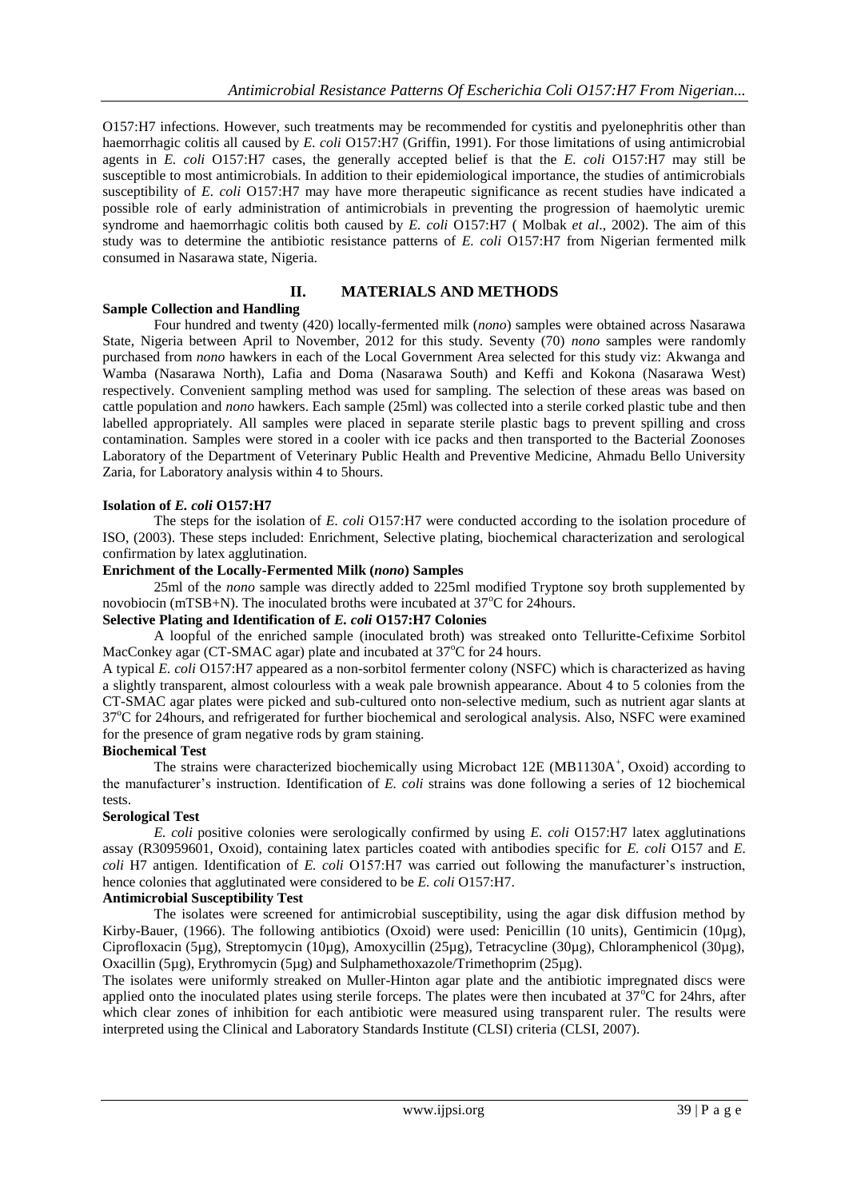O157:H7 infections. However, such treatments may be recommended for cystitis and pyelonephritis other than haemorrhagic colitis all caused by *E. coli* O157:H7 (Griffin, 1991). For those limitations of using antimicrobial agents in *E. coli* O157:H7 cases, the generally accepted belief is that the *E. coli* O157:H7 may still be susceptible to most antimicrobials. In addition to their epidemiological importance, the studies of antimicrobials susceptibility of *E. coli* O157:H7 may have more therapeutic significance as recent studies have indicated a possible role of early administration of antimicrobials in preventing the progression of haemolytic uremic syndrome and haemorrhagic colitis both caused by *E. coli* O157:H7 ( Molbak *et al*., 2002). The aim of this study was to determine the antibiotic resistance patterns of *E. coli* O157:H7 from Nigerian fermented milk consumed in Nasarawa state, Nigeria.

## II. MATERIALS AND METHODS

**Sample Collection and Handling**

Four hundred and twenty (420) locally-fermented milk (*nono*) samples were obtained across Nasarawa State, Nigeria between April to November, 2012 for this study. Seventy (70) *nono* samples were randomly purchased from *nono* hawkers in each of the Local Government Area selected for this study viz: Akwanga and Wamba (Nasarawa North), Lafia and Doma (Nasarawa South) and Keffi and Kokona (Nasarawa West) respectively. Convenient sampling method was used for sampling. The selection of these areas was based on cattle population and *nono* hawkers. Each sample (25ml) was collected into a sterile corked plastic tube and then labelled appropriately. All samples were placed in separate sterile plastic bags to prevent spilling and cross contamination. Samples were stored in a cooler with ice packs and then transported to the Bacterial Zoonoses Laboratory of the Department of Veterinary Public Health and Preventive Medicine, Ahmadu Bello University Zaria, for Laboratory analysis within 4 to 5hours.

**Isolation of *E. coli* O157:H7**

The steps for the isolation of *E. coli* O157:H7 were conducted according to the isolation procedure of ISO, (2003). These steps included: Enrichment, Selective plating, biochemical characterization and serological confirmation by latex agglutination.

**Enrichment of the Locally-Fermented Milk (*nono*) Samples**

25ml of the *nono* sample was directly added to 225ml modified Tryptone soy broth supplemented by novobiocin (mTSB+N). The inoculated broths were incubated at 37°C for 24hours.

**Selective Plating and Identification of *E. coli* O157:H7 Colonies**

A loopful of the enriched sample (inoculated broth) was streaked onto Telluritte-Cefixime Sorbitol MacConkey agar (CT-SMAC agar) plate and incubated at 37°C for 24 hours.

A typical *E. coli* O157:H7 appeared as a non-sorbitol fermenter colony (NSFC) which is characterized as having a slightly transparent, almost colourless with a weak pale brownish appearance. About 4 to 5 colonies from the CT-SMAC agar plates were picked and sub-cultured onto non-selective medium, such as nutrient agar slants at 37°C for 24hours, and refrigerated for further biochemical and serological analysis. Also, NSFC were examined for the presence of gram negative rods by gram staining.

**Biochemical Test**

The strains were characterized biochemically using Microbact 12E (MB1130A$^+$, Oxoid) according to the manufacturer's instruction. Identification of *E. coli* strains was done following a series of 12 biochemical tests.

**Serological Test**

*E. coli* positive colonies were serologically confirmed by using *E. coli* O157:H7 latex agglutinations assay (R30959601, Oxoid), containing latex particles coated with antibodies specific for *E. coli* O157 and *E. coli* H7 antigen. Identification of *E. coli* O157:H7 was carried out following the manufacturer's instruction, hence colonies that agglutinated were considered to be *E. coli* O157:H7.

**Antimicrobial Susceptibility Test**

The isolates were screened for antimicrobial susceptibility, using the agar disk diffusion method by Kirby-Bauer, (1966). The following antibiotics (Oxoid) were used: Penicillin (10 units), Gentimicin (10µg), Ciprofloxacin (5µg), Streptomycin (10µg), Amoxycillin (25µg), Tetracycline (30µg), Chloramphenicol (30µg), Oxacillin (5µg), Erythromycin (5µg) and Sulphamethoxazole/Trimethoprim (25µg).

The isolates were uniformly streaked on Muller-Hinton agar plate and the antibiotic impregnated discs were applied onto the inoculated plates using sterile forceps. The plates were then incubated at 37°C for 24hrs, after which clear zones of inhibition for each antibiotic were measured using transparent ruler. The results were interpreted using the Clinical and Laboratory Standards Institute (CLSI) criteria (CLSI, 2007).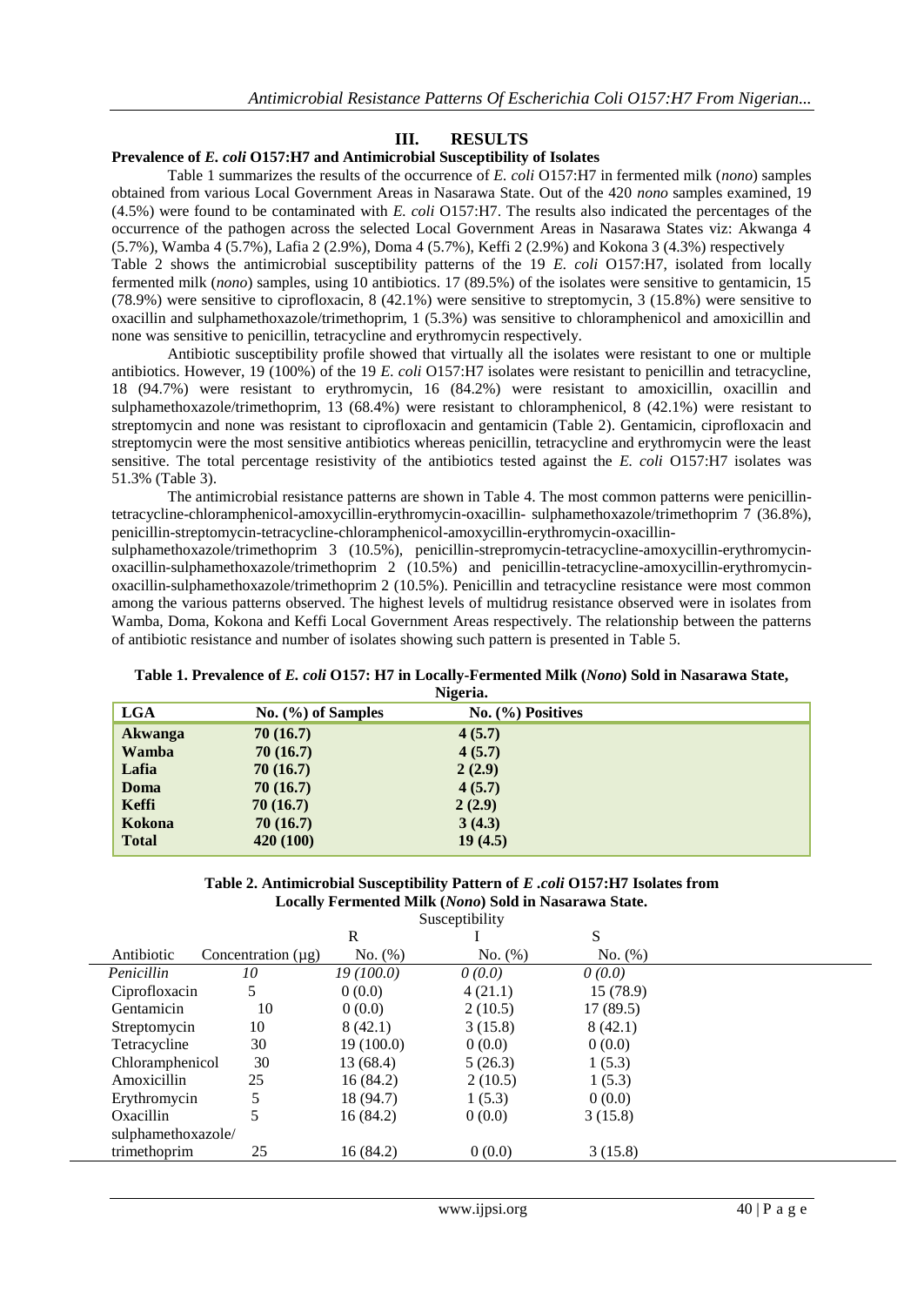## III. RESULTS

### Prevalence of *E. coli* O157:H7 and Antimicrobial Susceptibility of Isolates

Table 1 summarizes the results of the occurrence of *E. coli* O157:H7 in fermented milk (*nono*) samples obtained from various Local Government Areas in Nasarawa State. Out of the 420 *nono* samples examined, 19 (4.5%) were found to be contaminated with *E. coli* O157:H7. The results also indicated the percentages of the occurrence of the pathogen across the selected Local Government Areas in Nasarawa States viz: Akwanga 4 (5.7%), Wamba 4 (5.7%), Lafia 2 (2.9%), Doma 4 (5.7%), Keffi 2 (2.9%) and Kokona 3 (4.3%) respectively

Table 2 shows the antimicrobial susceptibility patterns of the 19 *E. coli* O157:H7, isolated from locally fermented milk (*nono*) samples, using 10 antibiotics. 17 (89.5%) of the isolates were sensitive to gentamicin, 15 (78.9%) were sensitive to ciprofloxacin, 8 (42.1%) were sensitive to streptomycin, 3 (15.8%) were sensitive to oxacillin and sulphamethoxazole/trimethoprim, 1 (5.3%) was sensitive to chloramphenicol and amoxicillin and none was sensitive to penicillin, tetracycline and erythromycin respectively.

Antibiotic susceptibility profile showed that virtually all the isolates were resistant to one or multiple antibiotics. However, 19 (100%) of the 19 *E. coli* O157:H7 isolates were resistant to penicillin and tetracycline, 18 (94.7%) were resistant to erythromycin, 16 (84.2%) were resistant to amoxicillin, oxacillin and sulphamethoxazole/trimethoprim, 13 (68.4%) were resistant to chloramphenicol, 8 (42.1%) were resistant to streptomycin and none was resistant to ciprofloxacin and gentamicin (Table 2). Gentamicin, ciprofloxacin and streptomycin were the most sensitive antibiotics whereas penicillin, tetracycline and erythromycin were the least sensitive. The total percentage resistivity of the antibiotics tested against the *E. coli* O157:H7 isolates was 51.3% (Table 3).

The antimicrobial resistance patterns are shown in Table 4. The most common patterns were penicillin-tetracycline-chloramphenicol-amoxycillin-erythromycin-oxacillin- sulphamethoxazole/trimethoprim 7 (36.8%), penicillin-streptomycin-tetracycline-chloramphenicol-amoxycillin-erythromycin-oxacillin-sulphamethoxazole/trimethoprim 3 (10.5%), penicillin-strepromycin-tetracycline-amoxycillin-erythromycin-oxacillin-sulphamethoxazole/trimethoprim 2 (10.5%) and penicillin-tetracycline-amoxycillin-erythromycin-oxacillin-sulphamethoxazole/trimethoprim 2 (10.5%). Penicillin and tetracycline resistance were most common among the various patterns observed. The highest levels of multidrug resistance observed were in isolates from Wamba, Doma, Kokona and Keffi Local Government Areas respectively. The relationship between the patterns of antibiotic resistance and number of isolates showing such pattern is presented in Table 5.

**Table 1. Prevalence of *E. coli* O157: H7 in Locally-Fermented Milk (*Nono*) Sold in Nasarawa State, Nigeria.**

| LGA | No. (%) of Samples | No. (%) Positives |
|---|---|---|
| **Akwanga** | **70 (16.7)** | **4 (5.7)** |
| **Wamba** | **70 (16.7)** | **4 (5.7)** |
| **Lafia** | **70 (16.7)** | **2 (2.9)** |
| **Doma** | **70 (16.7)** | **4 (5.7)** |
| **Keffi** | **70 (16.7)** | **2 (2.9)** |
| **Kokona** | **70 (16.7)** | **3 (4.3)** |
| **Total** | **420 (100)** | **19 (4.5)** |

**Table 2. Antimicrobial Susceptibility Pattern of *E .coli* O157:H7 Isolates from Locally Fermented Milk (*Nono*) Sold in Nasarawa State.**

| | | Susceptibility | | |
|---|---|---|---|---|
| | | R | I | S |
| Antibiotic | Concentration (μg) | No. (%) | No. (%) | No. (%) |
| *Penicillin* | *10* | *19 (100.0)* | *0 (0.0)* | *0 (0.0)* |
| Ciprofloxacin | 5 | 0 (0.0) | 4 (21.1) | 15 (78.9) |
| Gentamicin | 10 | 0 (0.0) | 2 (10.5) | 17 (89.5) |
| Streptomycin | 10 | 8 (42.1) | 3 (15.8) | 8 (42.1) |
| Tetracycline | 30 | 19 (100.0) | 0 (0.0) | 0 (0.0) |
| Chloramphenicol | 30 | 13 (68.4) | 5 (26.3) | 1 (5.3) |
| Amoxicillin | 25 | 16 (84.2) | 2 (10.5) | 1 (5.3) |
| Erythromycin | 5 | 18 (94.7) | 1 (5.3) | 0 (0.0) |
| Oxacillin | 5 | 16 (84.2) | 0 (0.0) | 3 (15.8) |
| sulphamethoxazole/ trimethoprim | 25 | 16 (84.2) | 0 (0.0) | 3 (15.8) |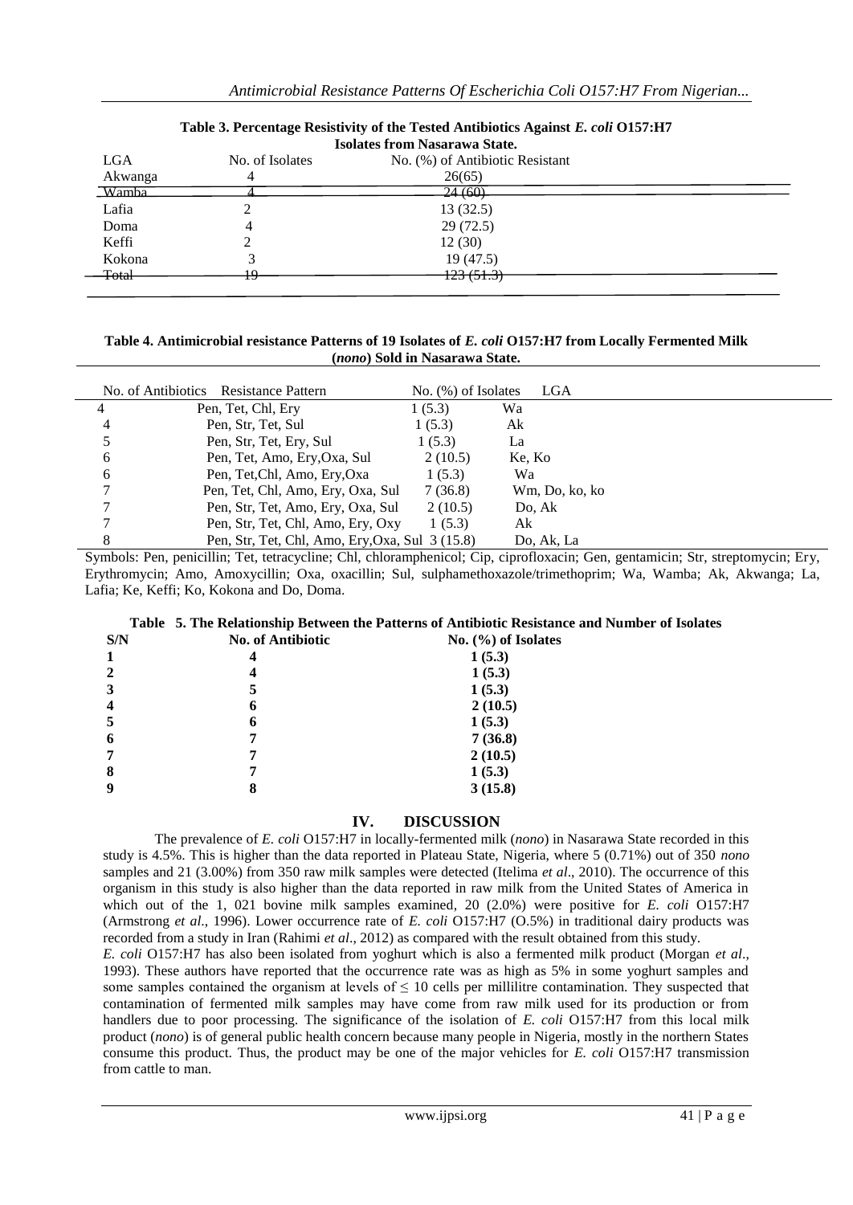**Table 3. Percentage Resistivity of the Tested Antibiotics Against *E. coli* O157:H7 Isolates from Nasarawa State.**

| LGA | No. of Isolates | No. (%) of Antibiotic Resistant |
|---|---|---|
| Akwanga | 4 | 26(65) |
| Wamba | 4 | 24 (60) |
| Lafia | 2 | 13 (32.5) |
| Doma | 4 | 29 (72.5) |
| Keffi | 2 | 12 (30) |
| Kokona | 3 | 19 (47.5) |
| Total | 19 | 123 (51.3) |

**Table 4. Antimicrobial resistance Patterns of 19 Isolates of *E. coli* O157:H7 from Locally Fermented Milk (*nono*) Sold in Nasarawa State.**

| No. of Antibiotics | Resistance Pattern | No. (%) of Isolates | LGA |
|---|---|---|---|
| 4 | Pen, Tet, Chl, Ery | 1 (5.3) | Wa |
| 4 | Pen, Str, Tet, Sul | 1 (5.3) | Ak |
| 5 | Pen, Str, Tet, Ery, Sul | 1 (5.3) | La |
| 6 | Pen, Tet, Amo, Ery,Oxa, Sul | 2 (10.5) | Ke, Ko |
| 6 | Pen, Tet,Chl, Amo, Ery,Oxa | 1 (5.3) | Wa |
| 7 | Pen, Tet, Chl, Amo, Ery, Oxa, Sul | 7 (36.8) | Wm, Do, ko, ko |
| 7 | Pen, Str, Tet, Amo, Ery, Oxa, Sul | 2 (10.5) | Do, Ak |
| 7 | Pen, Str, Tet, Chl, Amo, Ery, Oxy | 1 (5.3) | Ak |
| 8 | Pen, Str, Tet, Chl, Amo, Ery,Oxa, Sul | 3 (15.8) | Do, Ak, La |

Symbols: Pen, penicillin; Tet, tetracycline; Chl, chloramphenicol; Cip, ciprofloxacin; Gen, gentamicin; Str, streptomycin; Ery, Erythromycin; Amo, Amoxycillin; Oxa, oxacillin; Sul, sulphamethoxazole/trimethoprim; Wa, Wamba; Ak, Akwanga; La, Lafia; Ke, Keffi; Ko, Kokona and Do, Doma.

**Table 5. The Relationship Between the Patterns of Antibiotic Resistance and Number of Isolates**

| S/N | No. of Antibiotic | No. (%) of Isolates |
|---|---|---|
| **1** | **4** | **1 (5.3)** |
| **2** | **4** | **1 (5.3)** |
| **3** | **5** | **1 (5.3)** |
| **4** | **6** | **2 (10.5)** |
| **5** | **6** | **1 (5.3)** |
| **6** | **7** | **7 (36.8)** |
| **7** | **7** | **2 (10.5)** |
| **8** | **7** | **1 (5.3)** |
| **9** | **8** | **3 (15.8)** |

## IV. DISCUSSION

The prevalence of *E. coli* O157:H7 in locally-fermented milk (*nono*) in Nasarawa State recorded in this study is 4.5%. This is higher than the data reported in Plateau State, Nigeria, where 5 (0.71%) out of 350 *nono* samples and 21 (3.00%) from 350 raw milk samples were detected (Itelima *et al*., 2010). The occurrence of this organism in this study is also higher than the data reported in raw milk from the United States of America in which out of the 1, 021 bovine milk samples examined, 20 (2.0%) were positive for *E. coli* O157:H7 (Armstrong *et al*., 1996). Lower occurrence rate of *E. coli* O157:H7 (O.5%) in traditional dairy products was recorded from a study in Iran (Rahimi *et al*., 2012) as compared with the result obtained from this study.

*E. coli* O157:H7 has also been isolated from yoghurt which is also a fermented milk product (Morgan *et al*., 1993). These authors have reported that the occurrence rate was as high as 5% in some yoghurt samples and some samples contained the organism at levels of $\leq$ 10 cells per millilitre contamination. They suspected that contamination of fermented milk samples may have come from raw milk used for its production or from handlers due to poor processing. The significance of the isolation of *E. coli* O157:H7 from this local milk product (*nono*) is of general public health concern because many people in Nigeria, mostly in the northern States consume this product. Thus, the product may be one of the major vehicles for *E. coli* O157:H7 transmission from cattle to man.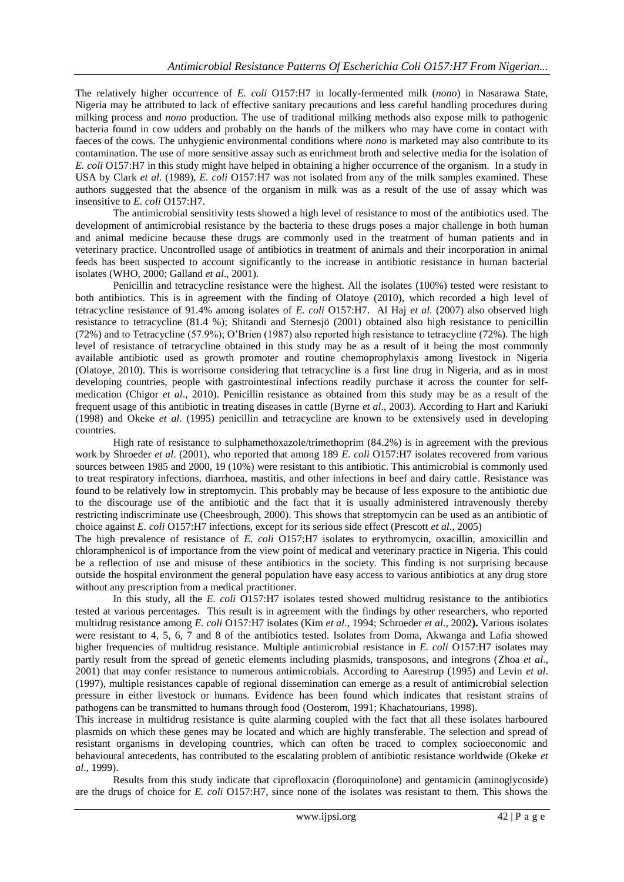The relatively higher occurrence of *E. coli* O157:H7 in locally-fermented milk (*nono*) in Nasarawa State, Nigeria may be attributed to lack of effective sanitary precautions and less careful handling procedures during milking process and *nono* production. The use of traditional milking methods also expose milk to pathogenic bacteria found in cow udders and probably on the hands of the milkers who may have come in contact with faeces of the cows. The unhygienic environmental conditions where *nono* is marketed may also contribute to its contamination. The use of more sensitive assay such as enrichment broth and selective media for the isolation of *E. coli* O157:H7 in this study might have helped in obtaining a higher occurrence of the organism. In a study in USA by Clark *et al*. (1989), *E. coli* O157:H7 was not isolated from any of the milk samples examined. These authors suggested that the absence of the organism in milk was as a result of the use of assay which was insensitive to *E. coli* O157:H7.

The antimicrobial sensitivity tests showed a high level of resistance to most of the antibiotics used. The development of antimicrobial resistance by the bacteria to these drugs poses a major challenge in both human and animal medicine because these drugs are commonly used in the treatment of human patients and in veterinary practice. Uncontrolled usage of antibiotics in treatment of animals and their incorporation in animal feeds has been suspected to account significantly to the increase in antibiotic resistance in human bacterial isolates (WHO, 2000; Galland *et al*., 2001).

Penicillin and tetracycline resistance were the highest. All the isolates (100%) tested were resistant to both antibiotics. This is in agreement with the finding of Olatoye (2010), which recorded a high level of tetracycline resistance of 91.4% among isolates of *E. coli* O157:H7. Al Haj *et al.* (2007) also observed high resistance to tetracycline (81.4 %); Shitandi and Sternesjö (2001) obtained also high resistance to penicillin (72%) and to Tetracycline (57.9%); O'Brien (1987) also reported high resistance to tetracycline (72%). The high level of resistance of tetracycline obtained in this study may be as a result of it being the most commonly available antibiotic used as growth promoter and routine chemoprophylaxis among livestock in Nigeria (Olatoye, 2010). This is worrisome considering that tetracycline is a first line drug in Nigeria, and as in most developing countries, people with gastrointestinal infections readily purchase it across the counter for self-medication (Chigor *et al*., 2010). Penicillin resistance as obtained from this study may be as a result of the frequent usage of this antibiotic in treating diseases in cattle (Byrne *et al*., 2003). According to Hart and Kariuki (1998) and Okeke *et al*. (1995) penicillin and tetracycline are known to be extensively used in developing countries.

High rate of resistance to sulphamethoxazole/trimethoprim (84.2%) is in agreement with the previous work by Shroeder *et al*. (2001), who reported that among 189 *E. coli* O157:H7 isolates recovered from various sources between 1985 and 2000, 19 (10%) were resistant to this antibiotic. This antimicrobial is commonly used to treat respiratory infections, diarrhoea, mastitis, and other infections in beef and dairy cattle. Resistance was found to be relatively low in streptomycin. This probably may be because of less exposure to the antibiotic due to the discourage use of the antibiotic and the fact that it is usually administered intravenously thereby restricting indiscriminate use (Cheesbrough, 2000). This shows that streptomycin can be used as an antibiotic of choice against *E. coli* O157:H7 infections, except for its serious side effect (Prescott *et al*., 2005)

The high prevalence of resistance of *E. coli* O157:H7 isolates to erythromycin, oxacillin, amoxicillin and chloramphenicol is of importance from the view point of medical and veterinary practice in Nigeria. This could be a reflection of use and misuse of these antibiotics in the society. This finding is not surprising because outside the hospital environment the general population have easy access to various antibiotics at any drug store without any prescription from a medical practitioner.

In this study, all the *E. coli* O157:H7 isolates tested showed multidrug resistance to the antibiotics tested at various percentages. This result is in agreement with the findings by other researchers, who reported multidrug resistance among *E. coli* O157:H7 isolates (Kim *et al*., 1994; Schroeder *et al*., 2002**).** Various isolates were resistant to 4, 5, 6, 7 and 8 of the antibiotics tested. Isolates from Doma, Akwanga and Lafia showed higher frequencies of multidrug resistance. Multiple antimicrobial resistance in *E. coli* O157:H7 isolates may partly result from the spread of genetic elements including plasmids, transposons, and integrons (Zhoa *et al*., 2001) that may confer resistance to numerous antimicrobials. According to Aarestrup (1995) and Levin *et al*. (1997), multiple resistances capable of regional dissemination can emerge as a result of antimicrobial selection pressure in either livestock or humans. Evidence has been found which indicates that resistant strains of pathogens can be transmitted to humans through food (Oosterom, 1991; Khachatourians, 1998).

This increase in multidrug resistance is quite alarming coupled with the fact that all these isolates harboured plasmids on which these genes may be located and which are highly transferable. The selection and spread of resistant organisms in developing countries, which can often be traced to complex socioeconomic and behavioural antecedents, has contributed to the escalating problem of antibiotic resistance worldwide (Okeke *et al*., 1999).

Results from this study indicate that ciprofloxacin (floroquinolone) and gentamicin (aminoglycoside) are the drugs of choice for *E. coli* O157:H7, since none of the isolates was resistant to them. This shows the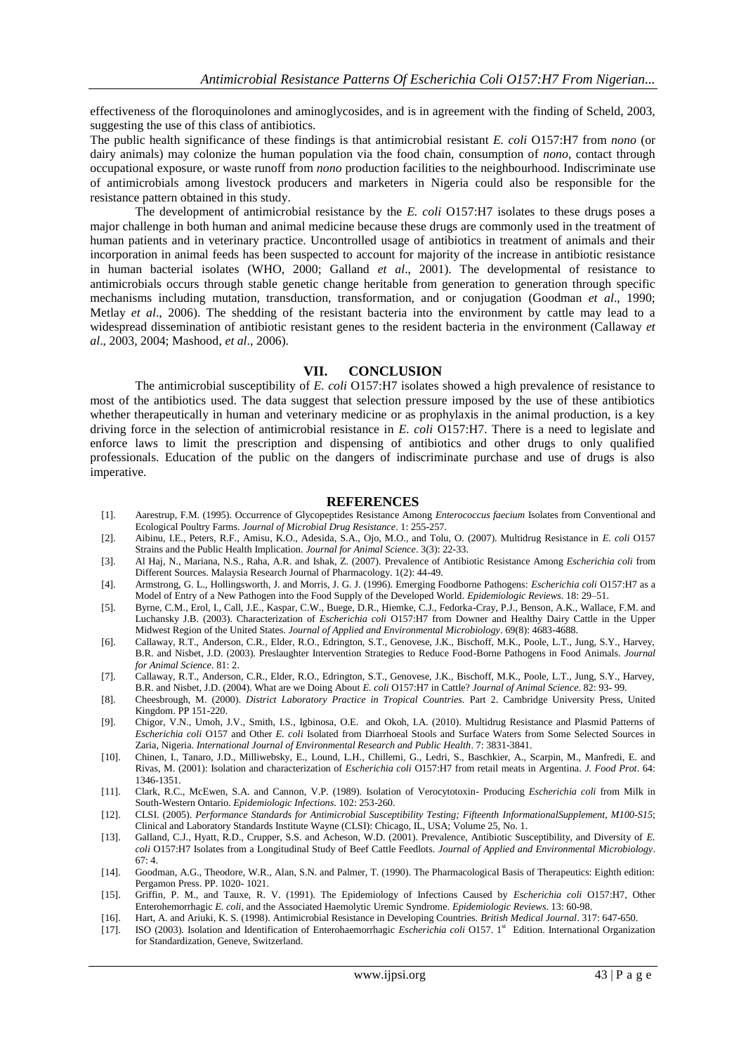effectiveness of the floroquinolones and aminoglycosides, and is in agreement with the finding of Scheld, 2003, suggesting the use of this class of antibiotics.

The public health significance of these findings is that antimicrobial resistant *E. coli* O157:H7 from *nono* (or dairy animals) may colonize the human population via the food chain, consumption of *nono*, contact through occupational exposure, or waste runoff from *nono* production facilities to the neighbourhood. Indiscriminate use of antimicrobials among livestock producers and marketers in Nigeria could also be responsible for the resistance pattern obtained in this study.

The development of antimicrobial resistance by the *E. coli* O157:H7 isolates to these drugs poses a major challenge in both human and animal medicine because these drugs are commonly used in the treatment of human patients and in veterinary practice. Uncontrolled usage of antibiotics in treatment of animals and their incorporation in animal feeds has been suspected to account for majority of the increase in antibiotic resistance in human bacterial isolates (WHO, 2000; Galland *et al*., 2001). The developmental of resistance to antimicrobials occurs through stable genetic change heritable from generation to generation through specific mechanisms including mutation, transduction, transformation, and or conjugation (Goodman *et al*., 1990; Metlay *et al*., 2006). The shedding of the resistant bacteria into the environment by cattle may lead to a widespread dissemination of antibiotic resistant genes to the resident bacteria in the environment (Callaway *et al*., 2003, 2004; Mashood, *et al*., 2006).

## VII. CONCLUSION

The antimicrobial susceptibility of *E. coli* O157:H7 isolates showed a high prevalence of resistance to most of the antibiotics used. The data suggest that selection pressure imposed by the use of these antibiotics whether therapeutically in human and veterinary medicine or as prophylaxis in the animal production, is a key driving force in the selection of antimicrobial resistance in *E. coli* O157:H7. There is a need to legislate and enforce laws to limit the prescription and dispensing of antibiotics and other drugs to only qualified professionals. Education of the public on the dangers of indiscriminate purchase and use of drugs is also imperative.

## REFERENCES

[1]. Aarestrup, F.M. (1995). Occurrence of Glycopeptides Resistance Among *Enterococcus faecium* Isolates from Conventional and Ecological Poultry Farms. *Journal of Microbial Drug Resistance*. 1: 255-257.

[2]. Aibinu, I.E., Peters, R.F., Amisu, K.O., Adesida, S.A., Ojo, M.O., and Tolu, O. (2007). Multidrug Resistance in *E. coli* O157 Strains and the Public Health Implication. *Journal for Animal Science*. 3(3): 22-33.

[3]. Al Haj, N., Mariana, N.S., Raha, A.R. and Ishak, Z. (2007). Prevalence of Antibiotic Resistance Among *Escherichia coli* from Different Sources. Malaysia Research Journal of Pharmacology. 1(2): 44-49.

[4]. Armstrong, G. L., Hollingsworth, J. and Morris, J. G. J. (1996). Emerging Foodborne Pathogens: *Escherichia coli* O157:H7 as a Model of Entry of a New Pathogen into the Food Supply of the Developed World. *Epidemiologic Reviews*. 18: 29–51.

[5]. Byrne, C.M., Erol, I., Call, J.E., Kaspar, C.W., Buege, D.R., Hiemke, C.J., Fedorka-Cray, P.J., Benson, A.K., Wallace, F.M. and Luchansky J.B. (2003). Characterization of *Escherichia coli* O157:H7 from Downer and Healthy Dairy Cattle in the Upper Midwest Region of the United States. *Journal of Applied and Environmental Microbiology*. 69(8): 4683-4688.

[6]. Callaway, R.T., Anderson, C.R., Elder, R.O., Edrington, S.T., Genovese, J.K., Bischoff, M.K., Poole, L.T., Jung, S.Y., Harvey, B.R. and Nisbet, J.D. (2003). Preslaughter Intervention Strategies to Reduce Food-Borne Pathogens in Food Animals. *Journal for Animal Science*. 81: 2.

[7]. Callaway, R.T., Anderson, C.R., Elder, R.O., Edrington, S.T., Genovese, J.K., Bischoff, M.K., Poole, L.T., Jung, S.Y., Harvey, B.R. and Nisbet, J.D. (2004). What are we Doing About *E. coli* O157:H7 in Cattle? *Journal of Animal Science*. 82: 93- 99.

[8]. Cheesbrough, M. (2000). *District Laboratory Practice in Tropical Countries*. Part 2. Cambridge University Press, United Kingdom. PP 151-220.

[9]. Chigor, V.N., Umoh, J.V., Smith, I.S., Igbinosa, O.E. and Okoh, I.A. (2010). Multidrug Resistance and Plasmid Patterns of *Escherichia coli* O157 and Other *E. coli* Isolated from Diarrhoeal Stools and Surface Waters from Some Selected Sources in Zaria, Nigeria. *International Journal of Environmental Research and Public Health*. 7: 3831-3841.

[10]. Chinen, I., Tanaro, J.D., Milliwebsky, E., Lound, L.H., Chillemi, G., Ledri, S., Baschkier, A., Scarpin, M., Manfredi, E. and Rivas, M. (2001): Isolation and characterization of *Escherichia coli* O157:H7 from retail meats in Argentina. *J. Food Prot*. 64: 1346-1351.

[11]. Clark, R.C., McEwen, S.A. and Cannon, V.P. (1989). Isolation of Verocytotoxin- Producing *Escherichia coli* from Milk in South-Western Ontario. *Epidemiologic Infections*. 102: 253-260.

[12]. CLSI. (2005). *Performance Standards for Antimicrobial Susceptibility Testing; Fifteenth InformationalSupplement, M100-S15*; Clinical and Laboratory Standards Institute Wayne (CLSI): Chicago, IL, USA; Volume 25, No. 1.

[13]. Galland, C.J., Hyatt, R.D., Crupper, S.S. and Acheson, W.D. (2001). Prevalence, Antibiotic Susceptibility, and Diversity of *E. coli* O157:H7 Isolates from a Longitudinal Study of Beef Cattle Feedlots. *Journal of Applied and Environmental Microbiology*. 67: 4.

[14]. Goodman, A.G., Theodore, W.R., Alan, S.N. and Palmer, T. (1990). The Pharmacological Basis of Therapeutics: Eighth edition: Pergamon Press. PP. 1020- 1021.

[15]. Griffin, P. M., and Tauxe, R. V. (1991). The Epidemiology of Infections Caused by *Escherichia coli* O157:H7, Other Enterohemorrhagic *E. coli*, and the Associated Haemolytic Uremic Syndrome. *Epidemiologic Reviews*. 13: 60-98.

[16]. Hart, A. and Ariuki, K. S. (1998). Antimicrobial Resistance in Developing Countries. *British Medical Journal*. 317: 647-650.

[17]. ISO (2003). Isolation and Identification of Enterohaemorrhagic *Escherichia coli* O157. 1st Edition. International Organization for Standardization, Geneve, Switzerland.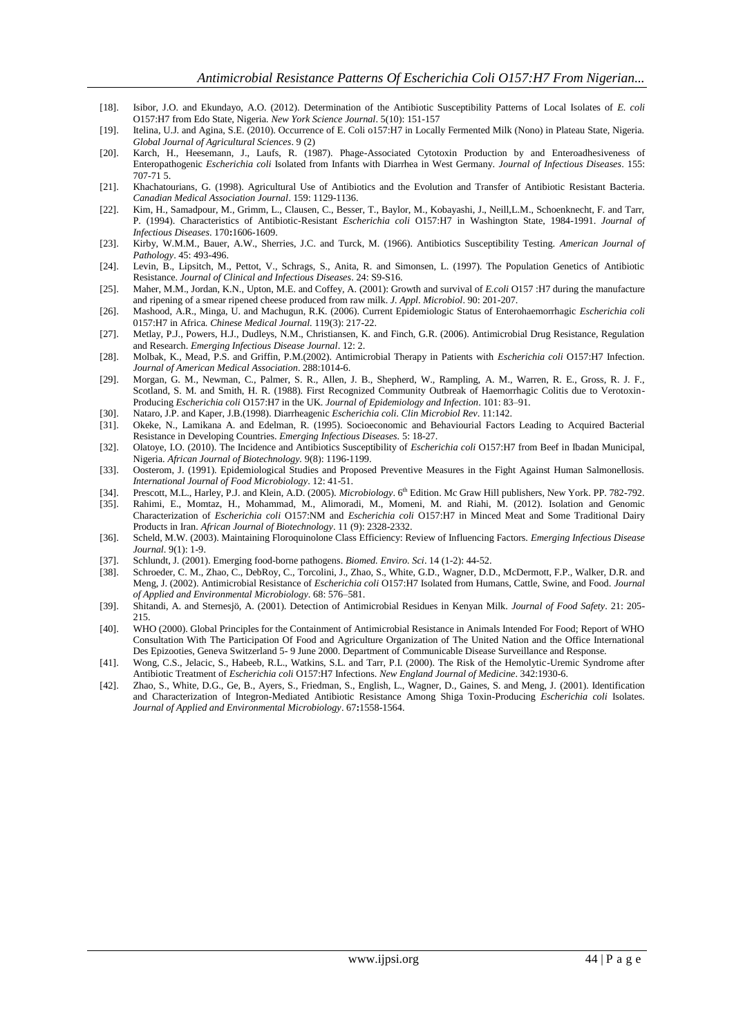[18]. Isibor, J.O. and Ekundayo, A.O. (2012). Determination of the Antibiotic Susceptibility Patterns of Local Isolates of *E. coli* O157:H7 from Edo State, Nigeria. *New York Science Journal*. 5(10): 151-157

[19]. Itelina, U.J. and Agina, S.E. (2010). Occurrence of E. Coli o157:H7 in Locally Fermented Milk (Nono) in Plateau State, Nigeria. *Global Journal of Agricultural Sciences*. 9 (2)

[20]. Karch, H., Heesemann, J., Laufs, R. (1987). Phage-Associated Cytotoxin Production by and Enteroadhesiveness of Enteropathogenic *Escherichia coli* Isolated from Infants with Diarrhea in West Germany. *Journal of Infectious Diseases*. 155: 707-71 5.

[21]. Khachatourians, G. (1998). Agricultural Use of Antibiotics and the Evolution and Transfer of Antibiotic Resistant Bacteria. *Canadian Medical Association Journal*. 159: 1129-1136.

[22]. Kim, H., Samadpour, M., Grimm, L., Clausen, C., Besser, T., Baylor, M., Kobayashi, J., Neill,L.M., Schoenknecht, F. and Tarr, P. (1994). Characteristics of Antibiotic-Resistant *Escherichia coli* O157:H7 in Washington State, 1984-1991. *Journal of Infectious Diseases*. 170**:**1606-1609.

[23]. Kirby, W.M.M., Bauer, A.W., Sherries, J.C. and Turck, M. (1966). Antibiotics Susceptibility Testing. *American Journal of Pathology*. 45: 493-496.

[24]. Levin, B., Lipsitch, M., Pettot, V., Schrags, S., Anita, R. and Simonsen, L. (1997). The Population Genetics of Antibiotic Resistance. *Journal of Clinical and Infectious Diseases*. 24: S9-S16.

[25]. Maher, M.M., Jordan, K.N., Upton, M.E. and Coffey, A. (2001): Growth and survival of *E.coli* O157 :H7 during the manufacture and ripening of a smear ripened cheese produced from raw milk. *J. Appl. Microbiol*. 90: 201-207.

[26]. Mashood, A.R., Minga, U. and Machugun, R.K. (2006). Current Epidemiologic Status of Enterohaemorrhagic *Escherichia coli* 0157:H7 in Africa. *Chinese Medical Journal*. 119(3): 217-22.

[27]. Metlay, P.J., Powers, H.J., Dudleys, N.M., Christiansen, K. and Finch, G.R. (2006). Antimicrobial Drug Resistance, Regulation and Research. *Emerging Infectious Disease Journal*. 12: 2.

[28]. Molbak, K., Mead, P.S. and Griffin, P.M.(2002). Antimicrobial Therapy in Patients with *Escherichia coli* O157:H7 Infection. *Journal of American Medical Association*. 288:1014-6.

[29]. Morgan, G. M., Newman, C., Palmer, S. R., Allen, J. B., Shepherd, W., Rampling, A. M., Warren, R. E., Gross, R. J. F., Scotland, S. M. and Smith, H. R. (1988). First Recognized Community Outbreak of Haemorrhagic Colitis due to Verotoxin-Producing *Escherichia coli* O157:H7 in the UK. *Journal of Epidemiology and Infection*. 101: 83–91.

[30]. Nataro, J.P. and Kaper, J.B.(1998). Diarrheagenic *Escherichia coli*. *Clin Microbiol Rev*. 11:142.

[31]. Okeke, N., Lamikana A. and Edelman, R. (1995). Socioeconomic and Behaviourial Factors Leading to Acquired Bacterial Resistance in Developing Countries. *Emerging Infectious Diseases*. 5: 18-27.

[32]. Olatoye, I.O. (2010). The Incidence and Antibiotics Susceptibility of *Escherichia coli* O157:H7 from Beef in Ibadan Municipal, Nigeria. *African Journal of Biotechnology.* 9(8): 1196-1199.

[33]. Oosterom, J. (1991). Epidemiological Studies and Proposed Preventive Measures in the Fight Against Human Salmonellosis. *International Journal of Food Microbiology*. 12: 41-51.

[34]. Prescott, M.L., Harley, P.J. and Klein, A.D. (2005). *Microbiology*. 6th Edition. Mc Graw Hill publishers, New York. PP. 782-792.

[35]. Rahimi, E., Momtaz, H., Mohammad, M., Alimoradi, M., Momeni, M. and Riahi, M. (2012). Isolation and Genomic Characterization of *Escherichia coli* O157:NM and *Escherichia coli* O157:H7 in Minced Meat and Some Traditional Dairy Products in Iran. *African Journal of Biotechnology*. 11 (9): 2328-2332.

[36]. Scheld, M.W. (2003). Maintaining Floroquinolone Class Efficiency: Review of Influencing Factors. *Emerging Infectious Disease Journal*. 9(1): 1-9.

[37]. Schlundt, J. (2001). Emerging food-borne pathogens. *Biomed. Enviro. Sci*. 14 (1-2): 44-52.

[38]. Schroeder, C. M., Zhao, C., DebRoy, C., Torcolini, J., Zhao, S., White, G.D., Wagner, D.D., McDermott, F.P., Walker, D.R. and Meng, J. (2002). Antimicrobial Resistance of *Escherichia coli* O157:H7 Isolated from Humans, Cattle, Swine, and Food. *Journal of Applied and Environmental Microbiology*. 68: 576–581.

[39]. Shitandi, A. and Sternesjö, A. (2001). Detection of Antimicrobial Residues in Kenyan Milk. *Journal of Food Safety*. 21: 205-215.

[40]. WHO (2000). Global Principles for the Containment of Antimicrobial Resistance in Animals Intended For Food; Report of WHO Consultation With The Participation Of Food and Agriculture Organization of The United Nation and the Office International Des Epizooties, Geneva Switzerland 5- 9 June 2000. Department of Communicable Disease Surveillance and Response.

[41]. Wong, C.S., Jelacic, S., Habeeb, R.L., Watkins, S.L. and Tarr, P.I. (2000). The Risk of the Hemolytic-Uremic Syndrome after Antibiotic Treatment of *Escherichia coli* O157:H7 Infections. *New England Journal of Medicine*. 342:1930-6.

[42]. Zhao, S., White, D.G., Ge, B., Ayers, S., Friedman, S., English, L., Wagner, D., Gaines, S. and Meng, J. (2001). Identification and Characterization of Integron-Mediated Antibiotic Resistance Among Shiga Toxin-Producing *Escherichia coli* Isolates. *Journal of Applied and Environmental Microbiology*. 67**:**1558-1564.